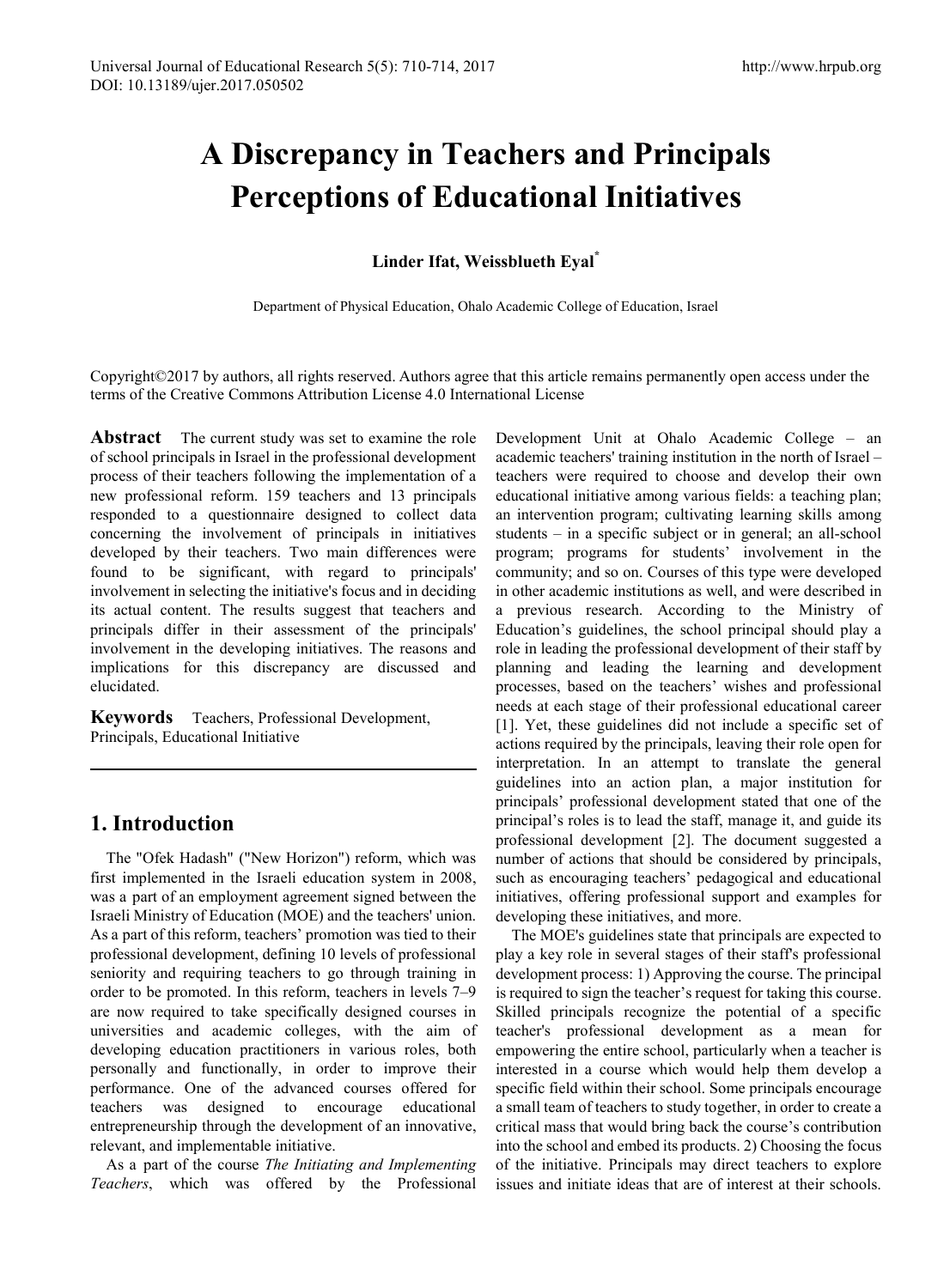# A Discrepancy in Teachers and Principals Perceptions of Educational Initiatives

**Linder Ifat, Weissblueth Eyal***

Department of Physical Education, Ohalo Academic College of Education, Israel

Copyright©2017 by authors, all rights reserved. Authors agree that this article remains permanently open access under the terms of the Creative Commons Attribution License 4.0 International License

**Abstract** The current study was set to examine the role of school principals in Israel in the professional development process of their teachers following the implementation of a new professional reform. 159 teachers and 13 principals responded to a questionnaire designed to collect data concerning the involvement of principals in initiatives developed by their teachers. Two main differences were found to be significant, with regard to principals' involvement in selecting the initiative's focus and in deciding its actual content. The results suggest that teachers and principals differ in their assessment of the principals' involvement in the developing initiatives. The reasons and implications for this discrepancy are discussed and elucidated.

**Keywords** Teachers, Professional Development, Principals, Educational Initiative

## 1. Introduction

The "Ofek Hadash" ("New Horizon") reform, which was first implemented in the Israeli education system in 2008, was a part of an employment agreement signed between the Israeli Ministry of Education (MOE) and the teachers' union. As a part of this reform, teachers' promotion was tied to their professional development, defining 10 levels of professional seniority and requiring teachers to go through training in order to be promoted. In this reform, teachers in levels 7–9 are now required to take specifically designed courses in universities and academic colleges, with the aim of developing education practitioners in various roles, both personally and functionally, in order to improve their performance. One of the advanced courses offered for teachers was designed to encourage educational entrepreneurship through the development of an innovative, relevant, and implementable initiative.

As a part of the course *The Initiating and Implementing Teachers*, which was offered by the Professional Development Unit at Ohalo Academic College – an academic teachers' training institution in the north of Israel – teachers were required to choose and develop their own educational initiative among various fields: a teaching plan; an intervention program; cultivating learning skills among students – in a specific subject or in general; an all-school program; programs for students' involvement in the community; and so on. Courses of this type were developed in other academic institutions as well, and were described in a previous research. According to the Ministry of Education's guidelines, the school principal should play a role in leading the professional development of their staff by planning and leading the learning and development processes, based on the teachers' wishes and professional needs at each stage of their professional educational career [1]. Yet, these guidelines did not include a specific set of actions required by the principals, leaving their role open for interpretation. In an attempt to translate the general guidelines into an action plan, a major institution for principals' professional development stated that one of the principal's roles is to lead the staff, manage it, and guide its professional development [2]. The document suggested a number of actions that should be considered by principals, such as encouraging teachers' pedagogical and educational initiatives, offering professional support and examples for developing these initiatives, and more.

The MOE's guidelines state that principals are expected to play a key role in several stages of their staff's professional development process: 1) Approving the course. The principal is required to sign the teacher's request for taking this course. Skilled principals recognize the potential of a specific teacher's professional development as a mean for empowering the entire school, particularly when a teacher is interested in a course which would help them develop a specific field within their school. Some principals encourage a small team of teachers to study together, in order to create a critical mass that would bring back the course's contribution into the school and embed its products. 2) Choosing the focus of the initiative. Principals may direct teachers to explore issues and initiate ideas that are of interest at their schools.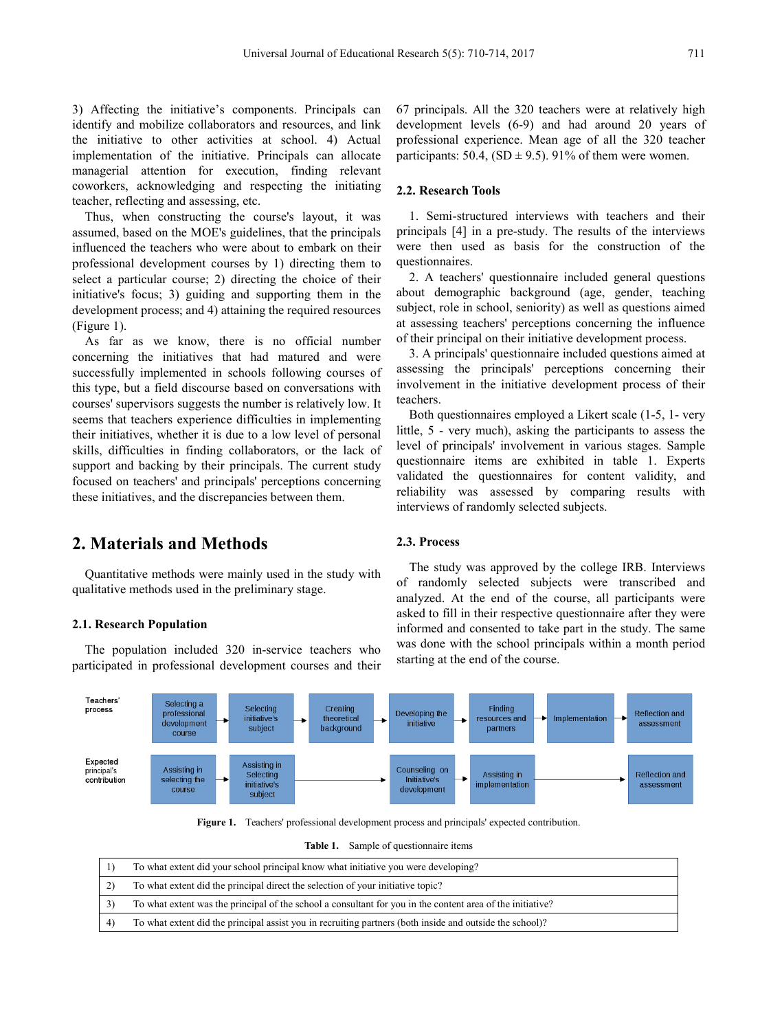3) Affecting the initiative's components. Principals can identify and mobilize collaborators and resources, and link the initiative to other activities at school. 4) Actual implementation of the initiative. Principals can allocate managerial attention for execution, finding relevant coworkers, acknowledging and respecting the initiating teacher, reflecting and assessing, etc.

Thus, when constructing the course's layout, it was assumed, based on the MOE's guidelines, that the principals influenced the teachers who were about to embark on their professional development courses by 1) directing them to select a particular course; 2) directing the choice of their initiative's focus; 3) guiding and supporting them in the development process; and 4) attaining the required resources (Figure 1).

As far as we know, there is no official number concerning the initiatives that had matured and were successfully implemented in schools following courses of this type, but a field discourse based on conversations with courses' supervisors suggests the number is relatively low. It seems that teachers experience difficulties in implementing their initiatives, whether it is due to a low level of personal skills, difficulties in finding collaborators, or the lack of support and backing by their principals. The current study focused on teachers' and principals' perceptions concerning these initiatives, and the discrepancies between them.

# 2. Materials and Methods

Quantitative methods were mainly used in the study with qualitative methods used in the preliminary stage.

## 2.1. Research Population

The population included 320 in-service teachers who participated in professional development courses and their 67 principals. All the 320 teachers were at relatively high development levels (6-9) and had around 20 years of professional experience. Mean age of all the 320 teacher participants: 50.4, (SD ± 9.5). 91% of them were women.

## 2.2. Research Tools

1. Semi-structured interviews with teachers and their principals [4] in a pre-study. The results of the interviews were then used as basis for the construction of the questionnaires.

2. A teachers' questionnaire included general questions about demographic background (age, gender, teaching subject, role in school, seniority) as well as questions aimed at assessing teachers' perceptions concerning the influence of their principal on their initiative development process.

3. A principals' questionnaire included questions aimed at assessing the principals' perceptions concerning their involvement in the initiative development process of their teachers.

Both questionnaires employed a Likert scale (1-5, 1- very little, 5 - very much), asking the participants to assess the level of principals' involvement in various stages. Sample questionnaire items are exhibited in table 1. Experts validated the questionnaires for content validity, and reliability was assessed by comparing results with interviews of randomly selected subjects.

## 2.3. Process

The study was approved by the college IRB. Interviews of randomly selected subjects were transcribed and analyzed. At the end of the course, all participants were asked to fill in their respective questionnaire after they were informed and consented to take part in the study. The same was done with the school principals within a month period starting at the end of the course.

| Teachers' process | Selecting a professional development course | Selecting initiative's subject | Creating theoretical background | Developing the initiative | Finding resources and partners | Implementation | Reflection and assessment |
|---|---|---|---|---|---|---|---|
| Expected principal's contribution | Assisting in selecting the course | Assisting in Selecting initiative's subject | | Counseling on Initiative's development | Assisting in implementation | | Reflection and assessment |

**Figure 1.** Teachers' professional development process and principals' expected contribution.

**Table 1.** Sample of questionnaire items

| | |
|---|---|
| 1) | To what extent did your school principal know what initiative you were developing? |
| 2) | To what extent did the principal direct the selection of your initiative topic? |
| 3) | To what extent was the principal of the school a consultant for you in the content area of the initiative? |
| 4) | To what extent did the principal assist you in recruiting partners (both inside and outside the school)? |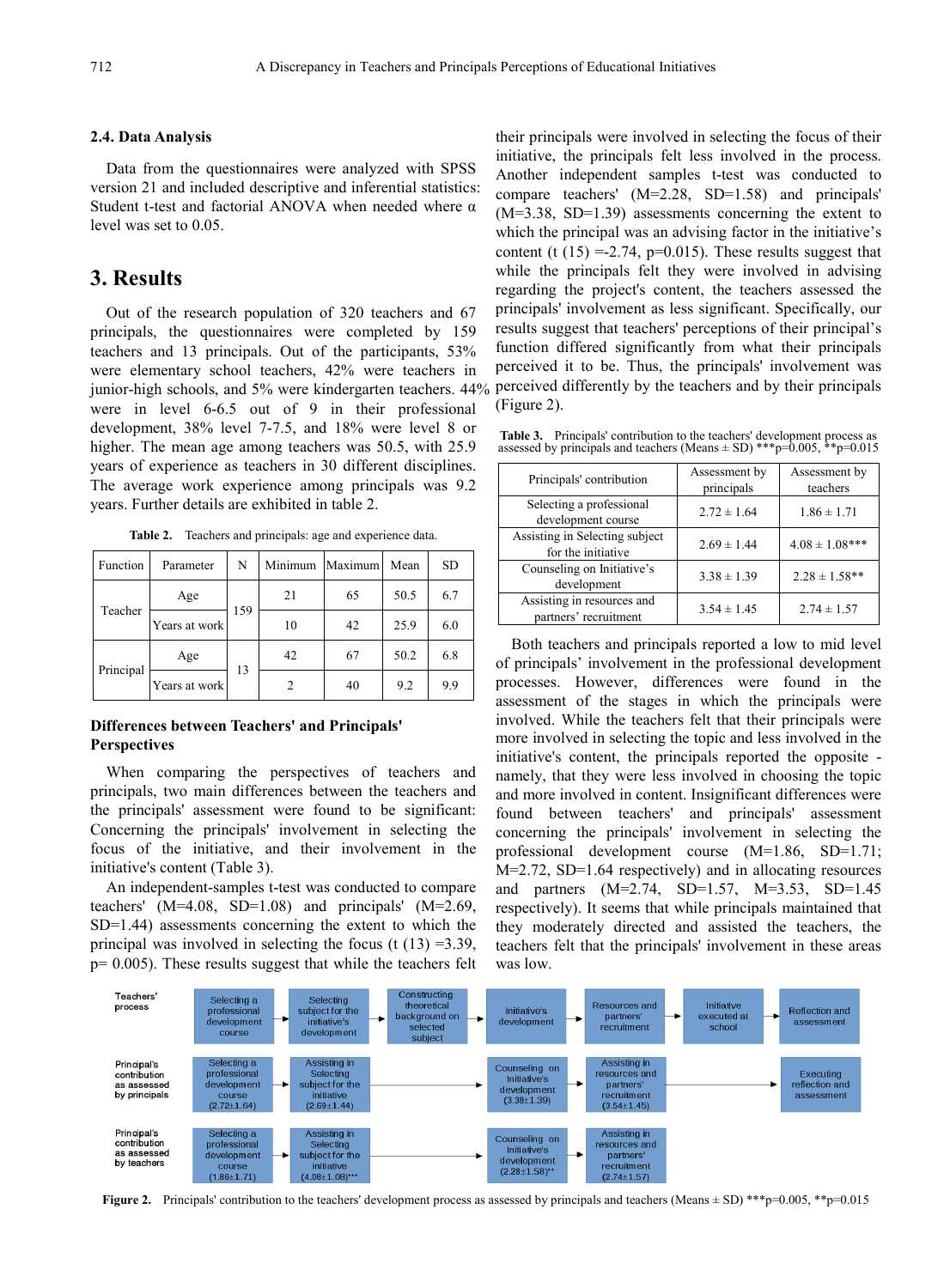## 2.4. Data Analysis

Data from the questionnaires were analyzed with SPSS version 21 and included descriptive and inferential statistics: Student t-test and factorial ANOVA when needed where α level was set to 0.05.

# 3. Results

Out of the research population of 320 teachers and 67 principals, the questionnaires were completed by 159 teachers and 13 principals. Out of the participants, 53% were elementary school teachers, 42% were teachers in junior-high schools, and 5% were kindergarten teachers. 44% were in level 6-6.5 out of 9 in their professional development, 38% level 7-7.5, and 18% were level 8 or higher. The mean age among teachers was 50.5, with 25.9 years of experience as teachers in 30 different disciplines. The average work experience among principals was 9.2 years. Further details are exhibited in table 2.

**Table 2.** Teachers and principals: age and experience data.

| Function | Parameter | N | Minimum | Maximum | Mean | SD |
|---|---|---|---|---|---|---|
| Teacher | Age | 159 | 21 | 65 | 50.5 | 6.7 |
| | Years at work | | 10 | 42 | 25.9 | 6.0 |
| Principal | Age | 13 | 42 | 67 | 50.2 | 6.8 |
| | Years at work | | 2 | 40 | 9.2 | 9.9 |

### Differences between Teachers' and Principals' Perspectives

When comparing the perspectives of teachers and principals, two main differences between the teachers and the principals' assessment were found to be significant: Concerning the principals' involvement in selecting the focus of the initiative, and their involvement in the initiative's content (Table 3).

An independent-samples t-test was conducted to compare teachers' (M=4.08, SD=1.08) and principals' (M=2.69, SD=1.44) assessments concerning the extent to which the principal was involved in selecting the focus ($t(13)=3.39$, $p=0.005$). These results suggest that while the teachers felt their principals were involved in selecting the focus of their initiative, the principals felt less involved in the process. Another independent samples t-test was conducted to compare teachers' (M=2.28, SD=1.58) and principals' (M=3.38, SD=1.39) assessments concerning the extent to which the principal was an advising factor in the initiative's content ($t(15)=-2.74$, $p=0.015$). These results suggest that while the principals felt they were involved in advising regarding the project's content, the teachers assessed the principals' involvement as less significant. Specifically, our results suggest that teachers' perceptions of their principal's function differed significantly from what their principals perceived it to be. Thus, the principals' involvement was perceived differently by the teachers and by their principals (Figure 2).

**Table 3.** Principals' contribution to the teachers' development process as assessed by principals and teachers (Means ± SD) ***p=0.005, **p=0.015

| Principals' contribution | Assessment by principals | Assessment by teachers |
|---|---|---|
| Selecting a professional development course | 2.72 ± 1.64 | 1.86 ± 1.71 |
| Assisting in Selecting subject for the initiative | 2.69 ± 1.44 | 4.08 ± 1.08*** |
| Counseling on Initiative's development | 3.38 ± 1.39 | 2.28 ± 1.58** |
| Assisting in resources and partners' recruitment | 3.54 ± 1.45 | 2.74 ± 1.57 |

Both teachers and principals reported a low to mid level of principals' involvement in the professional development processes. However, differences were found in the assessment of the stages in which the principals were involved. While the teachers felt that their principals were more involved in selecting the topic and less involved in the initiative's content, the principals reported the opposite - namely, that they were less involved in choosing the topic and more involved in content. Insignificant differences were found between teachers' and principals' assessment concerning the principals' involvement in selecting the professional development course (M=1.86, SD=1.71; M=2.72, SD=1.64 respectively) and in allocating resources and partners (M=2.74, SD=1.57, M=3.53, SD=1.45 respectively). It seems that while principals maintained that they moderately directed and assisted the teachers, the teachers felt that the principals' involvement in these areas was low.

| | | | | | | | |
|---|---|---|---|---|---|---|---|
| Teachers' process | Selecting a professional development course | Selecting subject for the initiative's development | Constructing theoretical background on selected subject | Initiative's development | Resources and partners' recruitment | Initiative executed at school | Reflection and assessment |
| Principal's contribution as assessed by principals | Selecting a professional development course (2.72±1.64) | Assisting in Selecting subject for the initiative (2.69±1.44) | | Counseling on Initiative's development (3.38±1.39) | Assisting in resources and partners' recruitment (3.54±1.45) | | Executing reflection and assessment |
| Principal's contribution as assessed by teachers | Selecting a professional development course (1.86±1.71) | Assisting in Selecting subject for the initiative (4.08±1.08)*** | | Counseling on Initiative's development (2.28±1.58)** | Assisting in resources and partners' recruitment (2.74±1.57) | | |

**Figure 2.** Principals' contribution to the teachers' development process as assessed by principals and teachers (Means ± SD) ***p=0.005, **p=0.015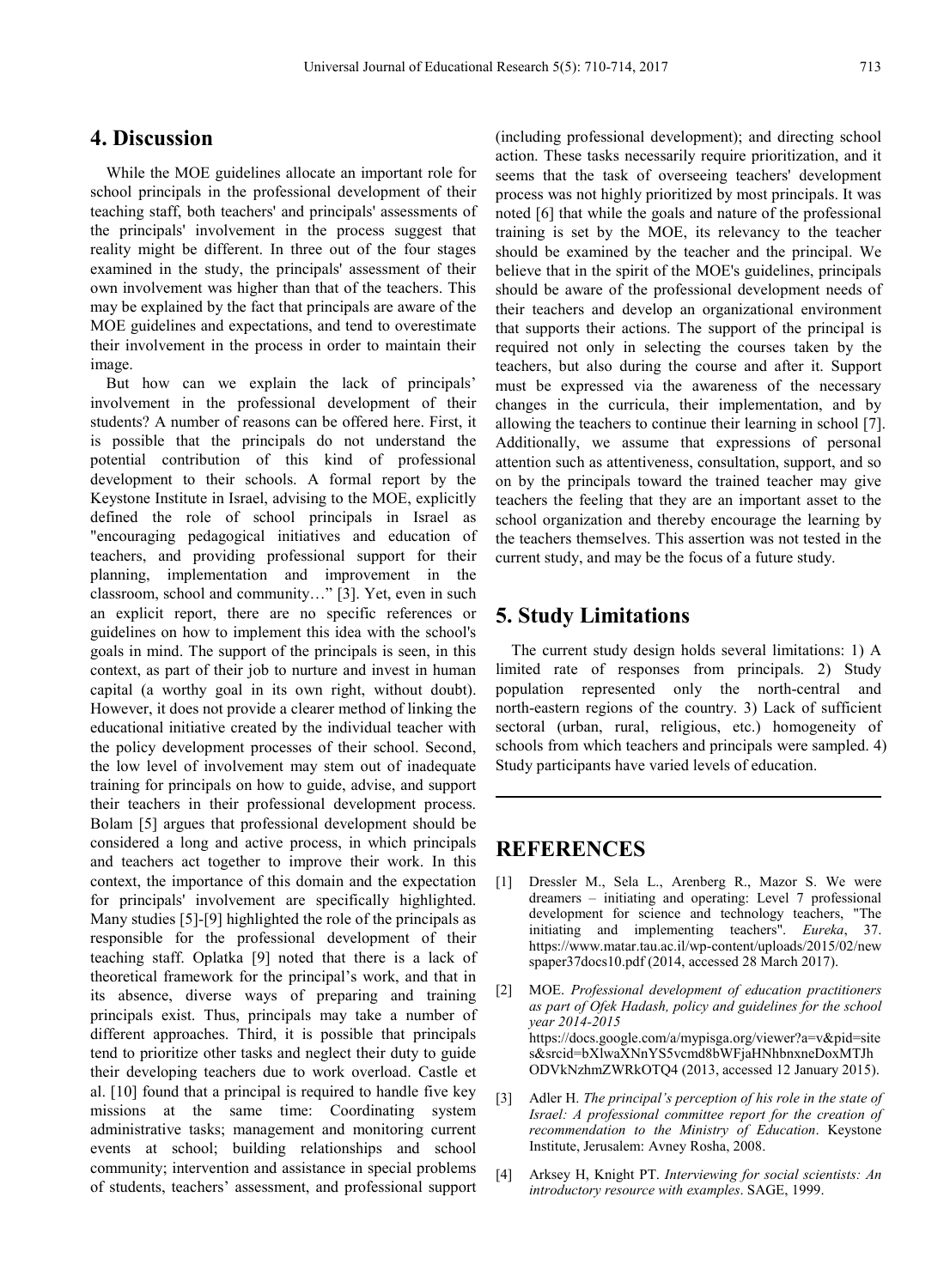## 4. Discussion

While the MOE guidelines allocate an important role for school principals in the professional development of their teaching staff, both teachers' and principals' assessments of the principals' involvement in the process suggest that reality might be different. In three out of the four stages examined in the study, the principals' assessment of their own involvement was higher than that of the teachers. This may be explained by the fact that principals are aware of the MOE guidelines and expectations, and tend to overestimate their involvement in the process in order to maintain their image.

But how can we explain the lack of principals' involvement in the professional development of their students? A number of reasons can be offered here. First, it is possible that the principals do not understand the potential contribution of this kind of professional development to their schools. A formal report by the Keystone Institute in Israel, advising to the MOE, explicitly defined the role of school principals in Israel as "encouraging pedagogical initiatives and education of teachers, and providing professional support for their planning, implementation and improvement in the classroom, school and community…" [3]. Yet, even in such an explicit report, there are no specific references or guidelines on how to implement this idea with the school's goals in mind. The support of the principals is seen, in this context, as part of their job to nurture and invest in human capital (a worthy goal in its own right, without doubt). However, it does not provide a clearer method of linking the educational initiative created by the individual teacher with the policy development processes of their school. Second, the low level of involvement may stem out of inadequate training for principals on how to guide, advise, and support their teachers in their professional development process. Bolam [5] argues that professional development should be considered a long and active process, in which principals and teachers act together to improve their work. In this context, the importance of this domain and the expectation for principals' involvement are specifically highlighted. Many studies [5]-[9] highlighted the role of the principals as responsible for the professional development of their teaching staff. Oplatka [9] noted that there is a lack of theoretical framework for the principal's work, and that in its absence, diverse ways of preparing and training principals exist. Thus, principals may take a number of different approaches. Third, it is possible that principals tend to prioritize other tasks and neglect their duty to guide their developing teachers due to work overload. Castle et al. [10] found that a principal is required to handle five key missions at the same time: Coordinating system administrative tasks; management and monitoring current events at school; building relationships and school community; intervention and assistance in special problems of students, teachers' assessment, and professional support (including professional development); and directing school action. These tasks necessarily require prioritization, and it seems that the task of overseeing teachers' development process was not highly prioritized by most principals. It was noted [6] that while the goals and nature of the professional training is set by the MOE, its relevancy to the teacher should be examined by the teacher and the principal. We believe that in the spirit of the MOE's guidelines, principals should be aware of the professional development needs of their teachers and develop an organizational environment that supports their actions. The support of the principal is required not only in selecting the courses taken by the teachers, but also during the course and after it. Support must be expressed via the awareness of the necessary changes in the curricula, their implementation, and by allowing the teachers to continue their learning in school [7]. Additionally, we assume that expressions of personal attention such as attentiveness, consultation, support, and so on by the principals toward the trained teacher may give teachers the feeling that they are an important asset to the school organization and thereby encourage the learning by the teachers themselves. This assertion was not tested in the current study, and may be the focus of a future study.

## 5. Study Limitations

The current study design holds several limitations: 1) A limited rate of responses from principals. 2) Study population represented only the north-central and north-eastern regions of the country. 3) Lack of sufficient sectoral (urban, rural, religious, etc.) homogeneity of schools from which teachers and principals were sampled. 4) Study participants have varied levels of education.

---

## REFERENCES

[1] Dressler M., Sela L., Arenberg R., Mazor S. We were dreamers – initiating and operating: Level 7 professional development for science and technology teachers, "The initiating and implementing teachers". *Eureka*, 37. https://www.matar.tau.ac.il/wp-content/uploads/2015/02/newspaper37docs10.pdf (2014, accessed 28 March 2017).

[2] MOE. *Professional development of education practitioners as part of Ofek Hadash, policy and guidelines for the school year 2014-2015* https://docs.google.com/a/mypisga.org/viewer?a=v&pid=sites&srcid=bXlwaXNnYS5vcmd8bWFjaHNhbnxneDoxMTJhODVkNzhmZWRkOTQ4 (2013, accessed 12 January 2015).

[3] Adler H. *The principal's perception of his role in the state of Israel: A professional committee report for the creation of recommendation to the Ministry of Education*. Keystone Institute, Jerusalem: Avney Rosha, 2008.

[4] Arksey H, Knight PT. *Interviewing for social scientists: An introductory resource with examples*. SAGE, 1999.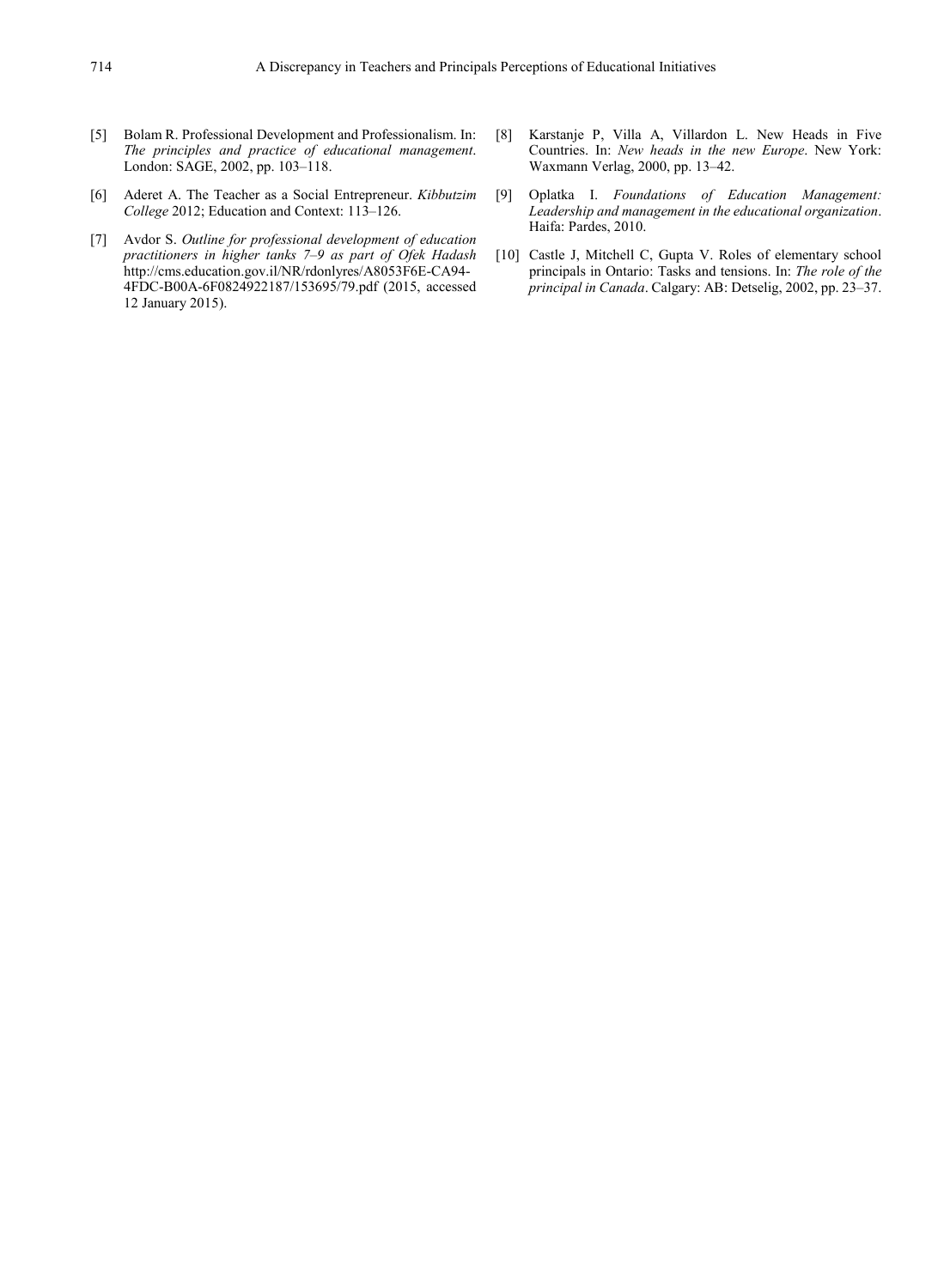[5] Bolam R. Professional Development and Professionalism. In: *The principles and practice of educational management*. London: SAGE, 2002, pp. 103–118.

[6] Aderet A. The Teacher as a Social Entrepreneur. *Kibbutzim College* 2012; Education and Context: 113–126.

[7] Avdor S. *Outline for professional development of education practitioners in higher tanks 7–9 as part of Ofek Hadash* http://cms.education.gov.il/NR/rdonlyres/A8053F6E-CA94-4FDC-B00A-6F0824922187/153695/79.pdf (2015, accessed 12 January 2015).

[8] Karstanje P, Villa A, Villardon L. New Heads in Five Countries. In: *New heads in the new Europe*. New York: Waxmann Verlag, 2000, pp. 13–42.

[9] Oplatka I. *Foundations of Education Management: Leadership and management in the educational organization*. Haifa: Pardes, 2010.

[10] Castle J, Mitchell C, Gupta V. Roles of elementary school principals in Ontario: Tasks and tensions. In: *The role of the principal in Canada*. Calgary: AB: Detselig, 2002, pp. 23–37.